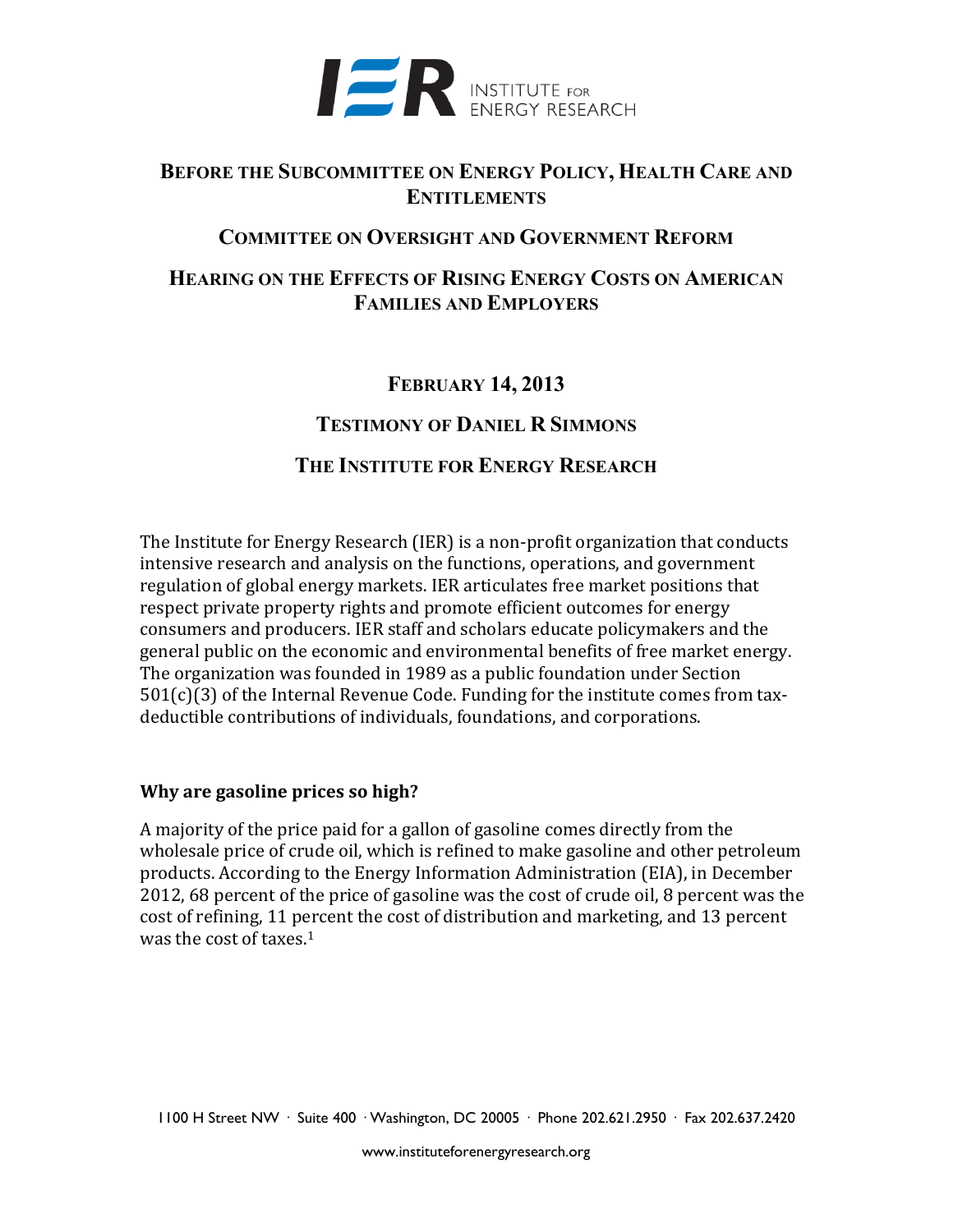# Before the Subcommittee on Energy Policy, Health Care and Entitlements

## Committee on Oversight and Government Reform

## Hearing on the Effects of Rising Energy Costs on American Families and Employers

### February 14, 2013

### Testimony of Daniel R Simmons

### The Institute for Energy Research

The Institute for Energy Research (IER) is a non-profit organization that conducts intensive research and analysis on the functions, operations, and government regulation of global energy markets. IER articulates free market positions that respect private property rights and promote efficient outcomes for energy consumers and producers. IER staff and scholars educate policymakers and the general public on the economic and environmental benefits of free market energy. The organization was founded in 1989 as a public foundation under Section 501(c)(3) of the Internal Revenue Code. Funding for the institute comes from tax-deductible contributions of individuals, foundations, and corporations.

**Why are gasoline prices so high?**

A majority of the price paid for a gallon of gasoline comes directly from the wholesale price of crude oil, which is refined to make gasoline and other petroleum products. According to the Energy Information Administration (EIA), in December 2012, 68 percent of the price of gasoline was the cost of crude oil, 8 percent was the cost of refining, 11 percent the cost of distribution and marketing, and 13 percent was the cost of taxes.[1]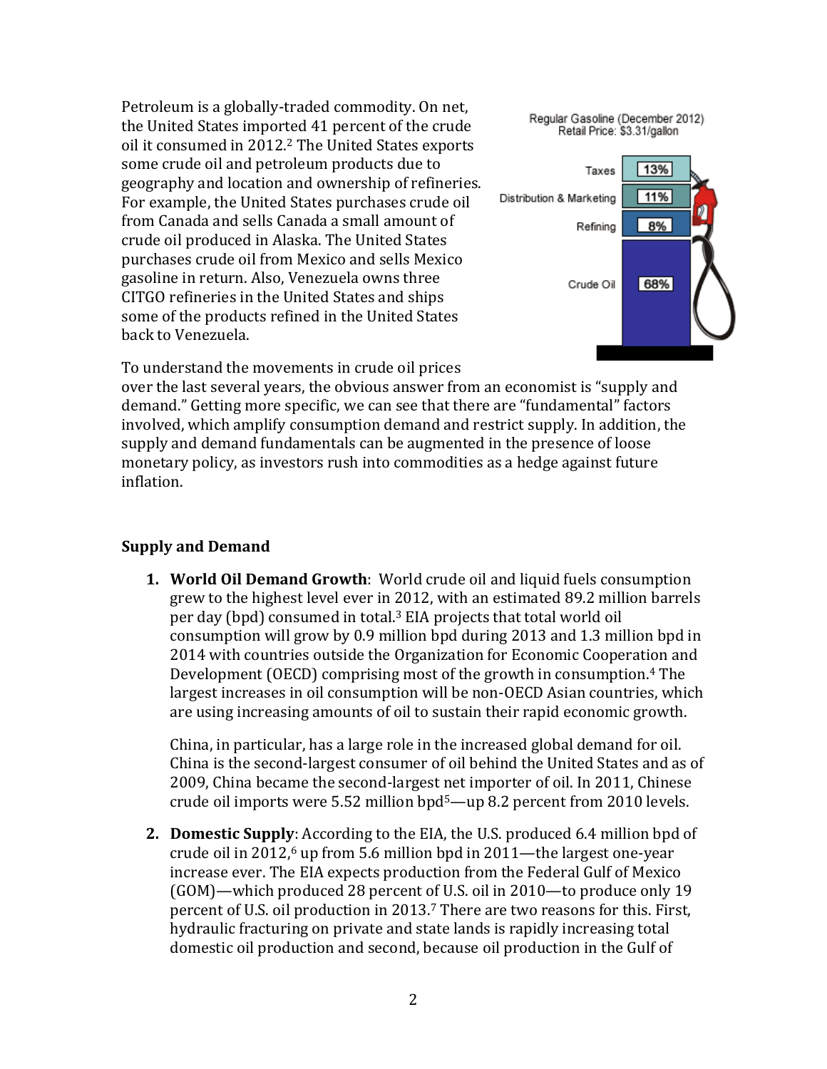Petroleum is a globally-traded commodity. On net, the United States imported 41 percent of the crude oil it consumed in 2012.[2] The United States exports some crude oil and petroleum products due to geography and location and ownership of refineries. For example, the United States purchases crude oil from Canada and sells Canada a small amount of crude oil produced in Alaska. The United States purchases crude oil from Mexico and sells Mexico gasoline in return. Also, Venezuela owns three CITGO refineries in the United States and ships some of the products refined in the United States back to Venezuela.

Regular Gasoline (December 2012)
Retail Price: $3.31/gallon

Taxes 13%
Distribution & Marketing 11%
Refining 8%
Crude Oil 68%

To understand the movements in crude oil prices over the last several years, the obvious answer from an economist is "supply and demand." Getting more specific, we can see that there are "fundamental" factors involved, which amplify consumption demand and restrict supply. In addition, the supply and demand fundamentals can be augmented in the presence of loose monetary policy, as investors rush into commodities as a hedge against future inflation.

## Supply and Demand

1. **World Oil Demand Growth**: World crude oil and liquid fuels consumption grew to the highest level ever in 2012, with an estimated 89.2 million barrels per day (bpd) consumed in total.[3] EIA projects that total world oil consumption will grow by 0.9 million bpd during 2013 and 1.3 million bpd in 2014 with countries outside the Organization for Economic Cooperation and Development (OECD) comprising most of the growth in consumption.[4] The largest increases in oil consumption will be non-OECD Asian countries, which are using increasing amounts of oil to sustain their rapid economic growth.

   China, in particular, has a large role in the increased global demand for oil. China is the second-largest consumer of oil behind the United States and as of 2009, China became the second-largest net importer of oil. In 2011, Chinese crude oil imports were 5.52 million bpd[5]—up 8.2 percent from 2010 levels.

2. **Domestic Supply**: According to the EIA, the U.S. produced 6.4 million bpd of crude oil in 2012,[6] up from 5.6 million bpd in 2011—the largest one-year increase ever. The EIA expects production from the Federal Gulf of Mexico (GOM)—which produced 28 percent of U.S. oil in 2010—to produce only 19 percent of U.S. oil production in 2013.[7] There are two reasons for this. First, hydraulic fracturing on private and state lands is rapidly increasing total domestic oil production and second, because oil production in the Gulf of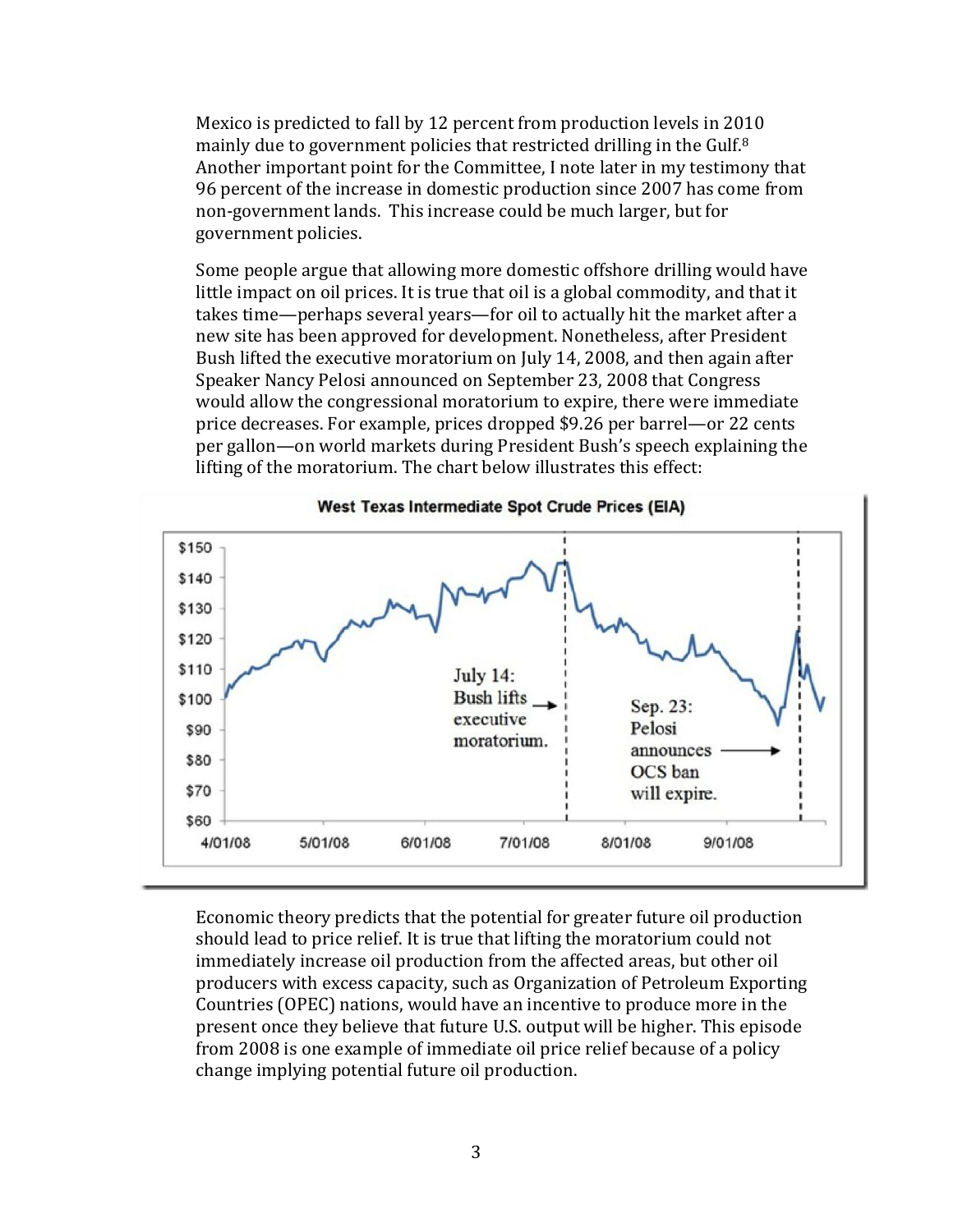Mexico is predicted to fall by 12 percent from production levels in 2010 mainly due to government policies that restricted drilling in the Gulf.[8] Another important point for the Committee, I note later in my testimony that 96 percent of the increase in domestic production since 2007 has come from non-government lands. This increase could be much larger, but for government policies.

Some people argue that allowing more domestic offshore drilling would have little impact on oil prices. It is true that oil is a global commodity, and that it takes time—perhaps several years—for oil to actually hit the market after a new site has been approved for development. Nonetheless, after President Bush lifted the executive moratorium on July 14, 2008, and then again after Speaker Nancy Pelosi announced on September 23, 2008 that Congress would allow the congressional moratorium to expire, there were immediate price decreases. For example, prices dropped $9.26 per barrel—or 22 cents per gallon—on world markets during President Bush's speech explaining the lifting of the moratorium. The chart below illustrates this effect:

**West Texas Intermediate Spot Crude Prices (EIA)**

July 14: Bush lifts executive moratorium.

Sep. 23: Pelosi announces OCS ban will expire.

Economic theory predicts that the potential for greater future oil production should lead to price relief. It is true that lifting the moratorium could not immediately increase oil production from the affected areas, but other oil producers with excess capacity, such as Organization of Petroleum Exporting Countries (OPEC) nations, would have an incentive to produce more in the present once they believe that future U.S. output will be higher. This episode from 2008 is one example of immediate oil price relief because of a policy change implying potential future oil production.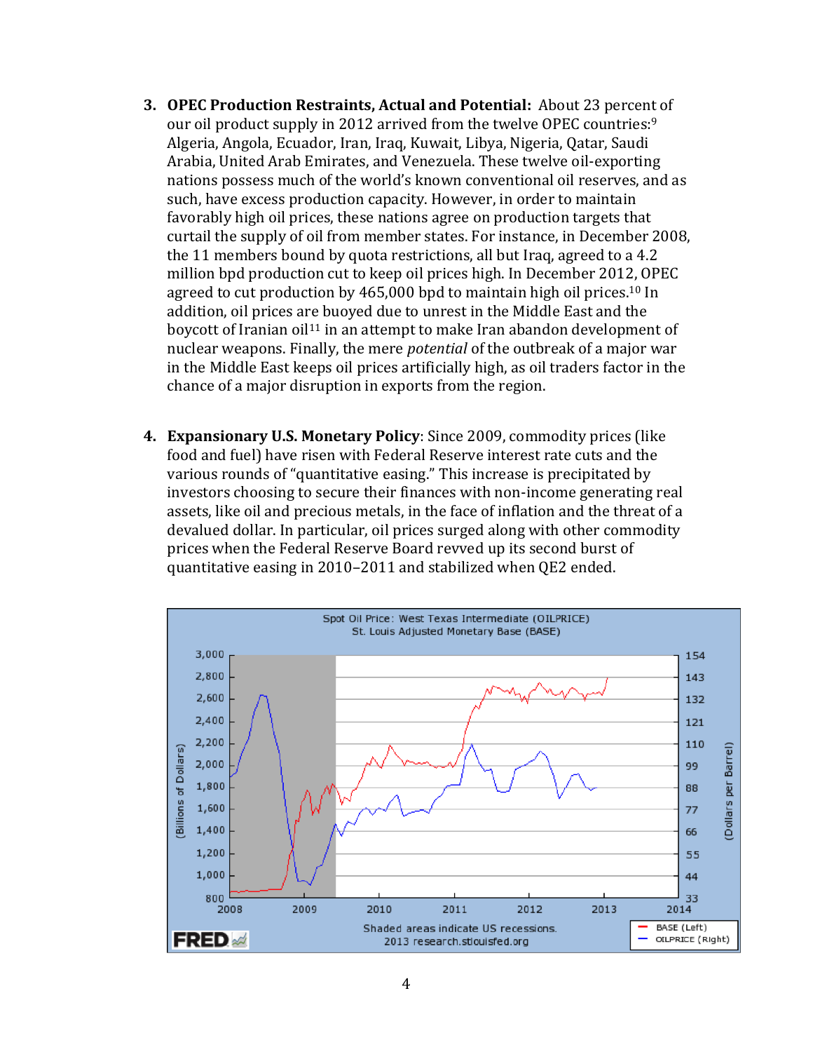3. **OPEC Production Restraints, Actual and Potential:** About 23 percent of our oil product supply in 2012 arrived from the twelve OPEC countries:[9] Algeria, Angola, Ecuador, Iran, Iraq, Kuwait, Libya, Nigeria, Qatar, Saudi Arabia, United Arab Emirates, and Venezuela. These twelve oil-exporting nations possess much of the world's known conventional oil reserves, and as such, have excess production capacity. However, in order to maintain favorably high oil prices, these nations agree on production targets that curtail the supply of oil from member states. For instance, in December 2008, the 11 members bound by quota restrictions, all but Iraq, agreed to a 4.2 million bpd production cut to keep oil prices high. In December 2012, OPEC agreed to cut production by 465,000 bpd to maintain high oil prices.[10] In addition, oil prices are buoyed due to unrest in the Middle East and the boycott of Iranian oil[11] in an attempt to make Iran abandon development of nuclear weapons. Finally, the mere *potential* of the outbreak of a major war in the Middle East keeps oil prices artificially high, as oil traders factor in the chance of a major disruption in exports from the region.

4. **Expansionary U.S. Monetary Policy**: Since 2009, commodity prices (like food and fuel) have risen with Federal Reserve interest rate cuts and the various rounds of "quantitative easing." This increase is precipitated by investors choosing to secure their finances with non-income generating real assets, like oil and precious metals, in the face of inflation and the threat of a devalued dollar. In particular, oil prices surged along with other commodity prices when the Federal Reserve Board revved up its second burst of quantitative easing in 2010–2011 and stabilized when QE2 ended.

Spot Oil Price: West Texas Intermediate (OILPRICE)
St. Louis Adjusted Monetary Base (BASE)

Shaded areas indicate US recessions.
2013 research.stlouisfed.org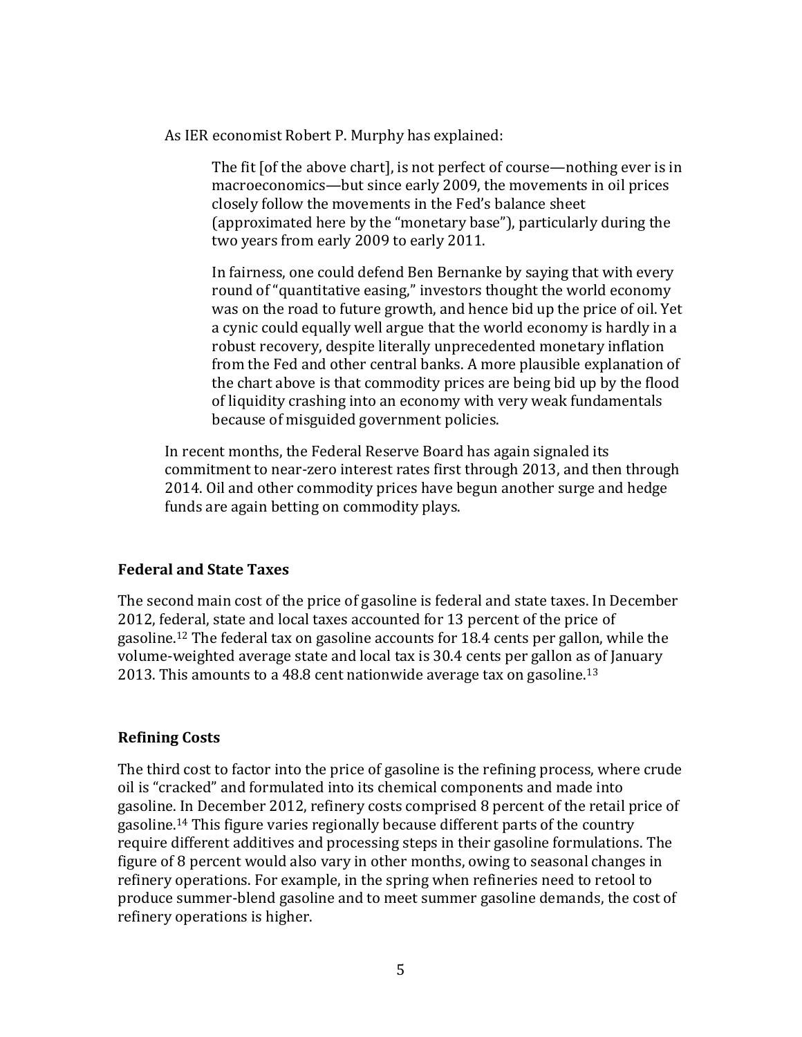As IER economist Robert P. Murphy has explained:

> The fit [of the above chart], is not perfect of course—nothing ever is in macroeconomics—but since early 2009, the movements in oil prices closely follow the movements in the Fed's balance sheet (approximated here by the "monetary base"), particularly during the two years from early 2009 to early 2011.
>
> In fairness, one could defend Ben Bernanke by saying that with every round of "quantitative easing," investors thought the world economy was on the road to future growth, and hence bid up the price of oil. Yet a cynic could equally well argue that the world economy is hardly in a robust recovery, despite literally unprecedented monetary inflation from the Fed and other central banks. A more plausible explanation of the chart above is that commodity prices are being bid up by the flood of liquidity crashing into an economy with very weak fundamentals because of misguided government policies.

In recent months, the Federal Reserve Board has again signaled its commitment to near-zero interest rates first through 2013, and then through 2014. Oil and other commodity prices have begun another surge and hedge funds are again betting on commodity plays.

**Federal and State Taxes**

The second main cost of the price of gasoline is federal and state taxes. In December 2012, federal, state and local taxes accounted for 13 percent of the price of gasoline.[12] The federal tax on gasoline accounts for 18.4 cents per gallon, while the volume-weighted average state and local tax is 30.4 cents per gallon as of January 2013. This amounts to a 48.8 cent nationwide average tax on gasoline.[13]

**Refining Costs**

The third cost to factor into the price of gasoline is the refining process, where crude oil is "cracked" and formulated into its chemical components and made into gasoline. In December 2012, refinery costs comprised 8 percent of the retail price of gasoline.[14] This figure varies regionally because different parts of the country require different additives and processing steps in their gasoline formulations. The figure of 8 percent would also vary in other months, owing to seasonal changes in refinery operations. For example, in the spring when refineries need to retool to produce summer-blend gasoline and to meet summer gasoline demands, the cost of refinery operations is higher.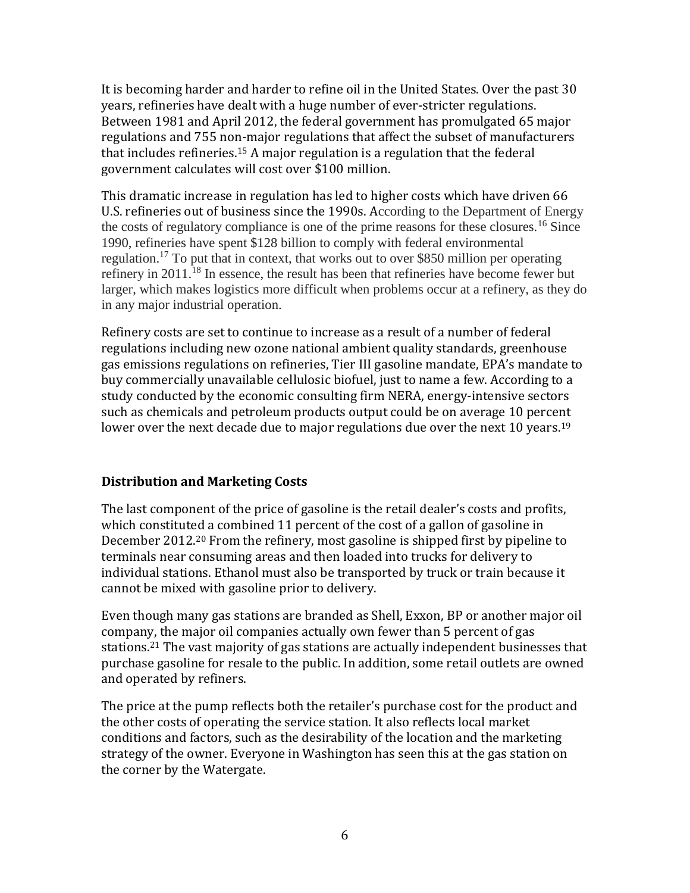It is becoming harder and harder to refine oil in the United States. Over the past 30 years, refineries have dealt with a huge number of ever-stricter regulations. Between 1981 and April 2012, the federal government has promulgated 65 major regulations and 755 non-major regulations that affect the subset of manufacturers that includes refineries.[15] A major regulation is a regulation that the federal government calculates will cost over $100 million.

This dramatic increase in regulation has led to higher costs which have driven 66 U.S. refineries out of business since the 1990s. According to the Department of Energy the costs of regulatory compliance is one of the prime reasons for these closures.[16] Since 1990, refineries have spent $128 billion to comply with federal environmental regulation.[17] To put that in context, that works out to over $850 million per operating refinery in 2011.[18] In essence, the result has been that refineries have become fewer but larger, which makes logistics more difficult when problems occur at a refinery, as they do in any major industrial operation.

Refinery costs are set to continue to increase as a result of a number of federal regulations including new ozone national ambient quality standards, greenhouse gas emissions regulations on refineries, Tier III gasoline mandate, EPA's mandate to buy commercially unavailable cellulosic biofuel, just to name a few. According to a study conducted by the economic consulting firm NERA, energy-intensive sectors such as chemicals and petroleum products output could be on average 10 percent lower over the next decade due to major regulations due over the next 10 years.[19]

## Distribution and Marketing Costs

The last component of the price of gasoline is the retail dealer's costs and profits, which constituted a combined 11 percent of the cost of a gallon of gasoline in December 2012.[20] From the refinery, most gasoline is shipped first by pipeline to terminals near consuming areas and then loaded into trucks for delivery to individual stations. Ethanol must also be transported by truck or train because it cannot be mixed with gasoline prior to delivery.

Even though many gas stations are branded as Shell, Exxon, BP or another major oil company, the major oil companies actually own fewer than 5 percent of gas stations.[21] The vast majority of gas stations are actually independent businesses that purchase gasoline for resale to the public. In addition, some retail outlets are owned and operated by refiners.

The price at the pump reflects both the retailer's purchase cost for the product and the other costs of operating the service station. It also reflects local market conditions and factors, such as the desirability of the location and the marketing strategy of the owner. Everyone in Washington has seen this at the gas station on the corner by the Watergate.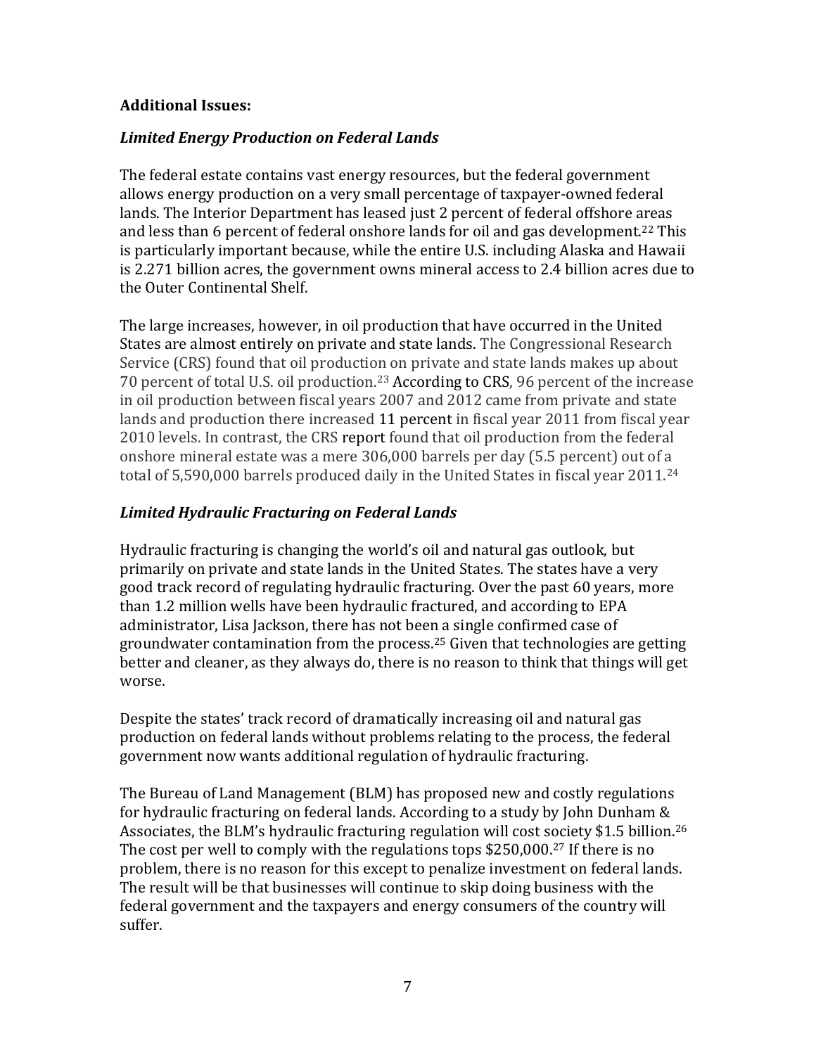**Additional Issues:**

***Limited Energy Production on Federal Lands***

The federal estate contains vast energy resources, but the federal government allows energy production on a very small percentage of taxpayer-owned federal lands. The Interior Department has leased just 2 percent of federal offshore areas and less than 6 percent of federal onshore lands for oil and gas development.[22] This is particularly important because, while the entire U.S. including Alaska and Hawaii is 2.271 billion acres, the government owns mineral access to 2.4 billion acres due to the Outer Continental Shelf.

The large increases, however, in oil production that have occurred in the United States are almost entirely on private and state lands. The Congressional Research Service (CRS) found that oil production on private and state lands makes up about 70 percent of total U.S. oil production.[23] According to CRS, 96 percent of the increase in oil production between fiscal years 2007 and 2012 came from private and state lands and production there increased 11 percent in fiscal year 2011 from fiscal year 2010 levels. In contrast, the CRS report found that oil production from the federal onshore mineral estate was a mere 306,000 barrels per day (5.5 percent) out of a total of 5,590,000 barrels produced daily in the United States in fiscal year 2011.[24]

***Limited Hydraulic Fracturing on Federal Lands***

Hydraulic fracturing is changing the world's oil and natural gas outlook, but primarily on private and state lands in the United States. The states have a very good track record of regulating hydraulic fracturing. Over the past 60 years, more than 1.2 million wells have been hydraulic fractured, and according to EPA administrator, Lisa Jackson, there has not been a single confirmed case of groundwater contamination from the process.[25] Given that technologies are getting better and cleaner, as they always do, there is no reason to think that things will get worse.

Despite the states' track record of dramatically increasing oil and natural gas production on federal lands without problems relating to the process, the federal government now wants additional regulation of hydraulic fracturing.

The Bureau of Land Management (BLM) has proposed new and costly regulations for hydraulic fracturing on federal lands. According to a study by John Dunham & Associates, the BLM's hydraulic fracturing regulation will cost society $1.5 billion.[26] The cost per well to comply with the regulations tops $250,000.[27] If there is no problem, there is no reason for this except to penalize investment on federal lands. The result will be that businesses will continue to skip doing business with the federal government and the taxpayers and energy consumers of the country will suffer.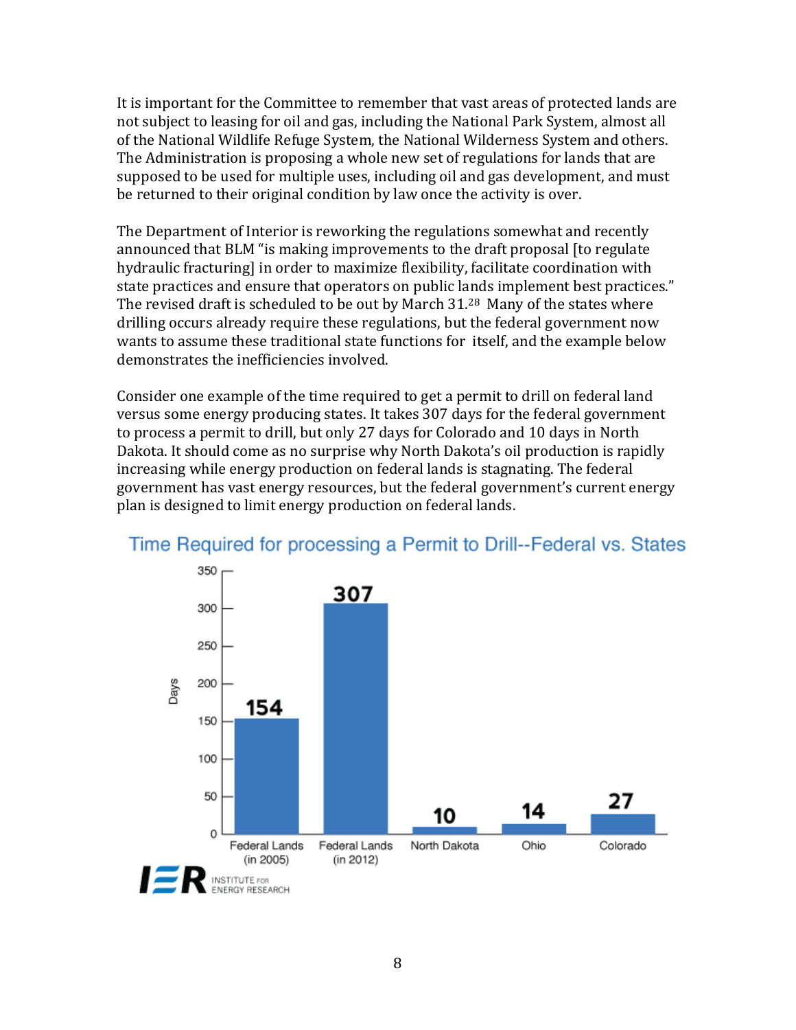It is important for the Committee to remember that vast areas of protected lands are not subject to leasing for oil and gas, including the National Park System, almost all of the National Wildlife Refuge System, the National Wilderness System and others. The Administration is proposing a whole new set of regulations for lands that are supposed to be used for multiple uses, including oil and gas development, and must be returned to their original condition by law once the activity is over.

The Department of Interior is reworking the regulations somewhat and recently announced that BLM "is making improvements to the draft proposal [to regulate hydraulic fracturing] in order to maximize flexibility, facilitate coordination with state practices and ensure that operators on public lands implement best practices." The revised draft is scheduled to be out by March 31.[28] Many of the states where drilling occurs already require these regulations, but the federal government now wants to assume these traditional state functions for itself, and the example below demonstrates the inefficiencies involved.

Consider one example of the time required to get a permit to drill on federal land versus some energy producing states. It takes 307 days for the federal government to process a permit to drill, but only 27 days for Colorado and 10 days in North Dakota. It should come as no surprise why North Dakota's oil production is rapidly increasing while energy production on federal lands is stagnating. The federal government has vast energy resources, but the federal government's current energy plan is designed to limit energy production on federal lands.

**Time Required for processing a Permit to Drill--Federal vs. States**

| | Days |
|---|---|
| Federal Lands (in 2005) | 154 |
| Federal Lands (in 2012) | 307 |
| North Dakota | 10 |
| Ohio | 14 |
| Colorado | 27 |

INSTITUTE FOR ENERGY RESEARCH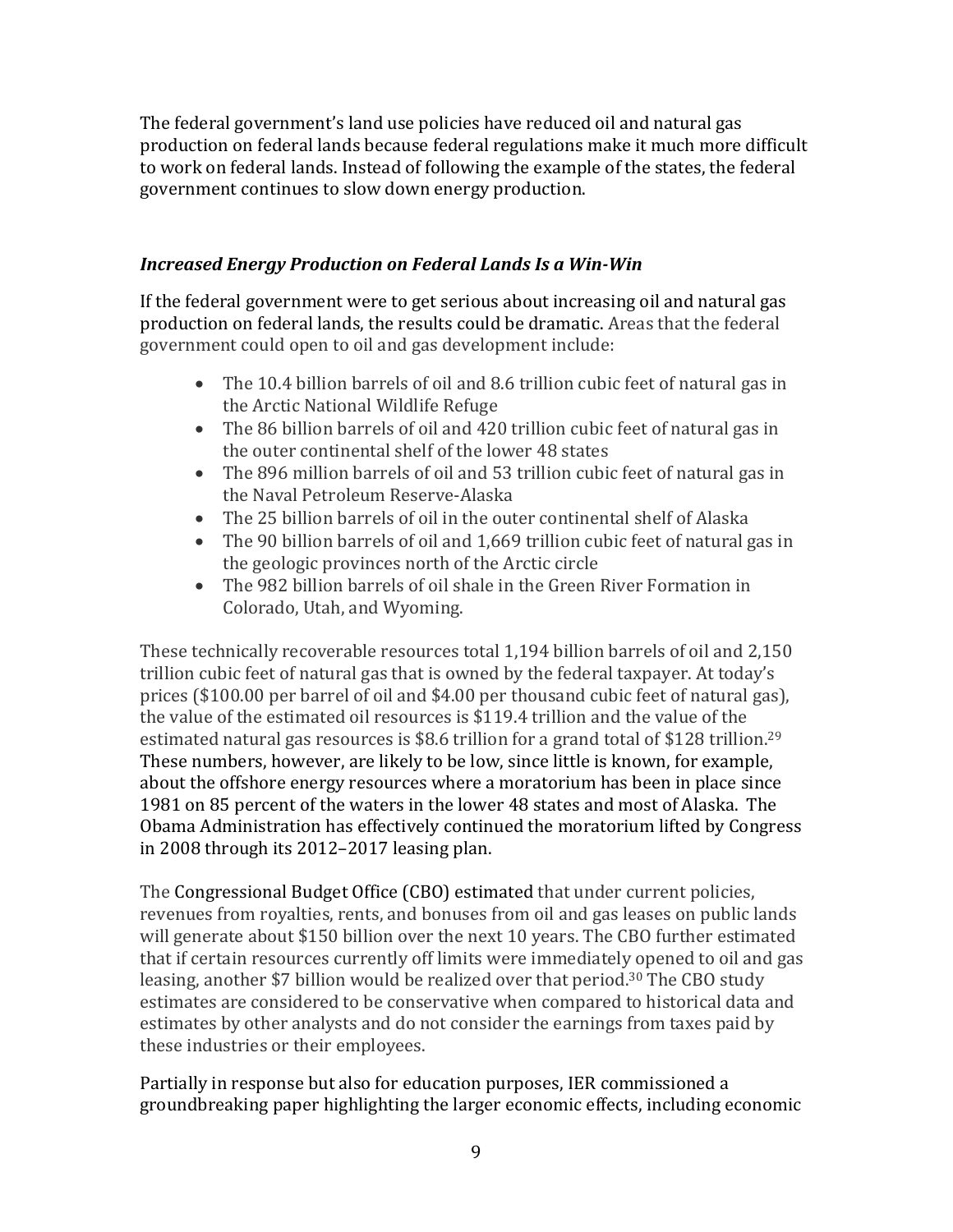The federal government's land use policies have reduced oil and natural gas production on federal lands because federal regulations make it much more difficult to work on federal lands. Instead of following the example of the states, the federal government continues to slow down energy production.

### *Increased Energy Production on Federal Lands Is a Win-Win*

If the federal government were to get serious about increasing oil and natural gas production on federal lands, the results could be dramatic. Areas that the federal government could open to oil and gas development include:

- The 10.4 billion barrels of oil and 8.6 trillion cubic feet of natural gas in the Arctic National Wildlife Refuge
- The 86 billion barrels of oil and 420 trillion cubic feet of natural gas in the outer continental shelf of the lower 48 states
- The 896 million barrels of oil and 53 trillion cubic feet of natural gas in the Naval Petroleum Reserve-Alaska
- The 25 billion barrels of oil in the outer continental shelf of Alaska
- The 90 billion barrels of oil and 1,669 trillion cubic feet of natural gas in the geologic provinces north of the Arctic circle
- The 982 billion barrels of oil shale in the Green River Formation in Colorado, Utah, and Wyoming.

These technically recoverable resources total 1,194 billion barrels of oil and 2,150 trillion cubic feet of natural gas that is owned by the federal taxpayer. At today's prices ($100.00 per barrel of oil and $4.00 per thousand cubic feet of natural gas), the value of the estimated oil resources is $119.4 trillion and the value of the estimated natural gas resources is $8.6 trillion for a grand total of $128 trillion.[29] These numbers, however, are likely to be low, since little is known, for example, about the offshore energy resources where a moratorium has been in place since 1981 on 85 percent of the waters in the lower 48 states and most of Alaska. The Obama Administration has effectively continued the moratorium lifted by Congress in 2008 through its 2012–2017 leasing plan.

The Congressional Budget Office (CBO) estimated that under current policies, revenues from royalties, rents, and bonuses from oil and gas leases on public lands will generate about $150 billion over the next 10 years. The CBO further estimated that if certain resources currently off limits were immediately opened to oil and gas leasing, another $7 billion would be realized over that period.[30] The CBO study estimates are considered to be conservative when compared to historical data and estimates by other analysts and do not consider the earnings from taxes paid by these industries or their employees.

Partially in response but also for education purposes, IER commissioned a groundbreaking paper highlighting the larger economic effects, including economic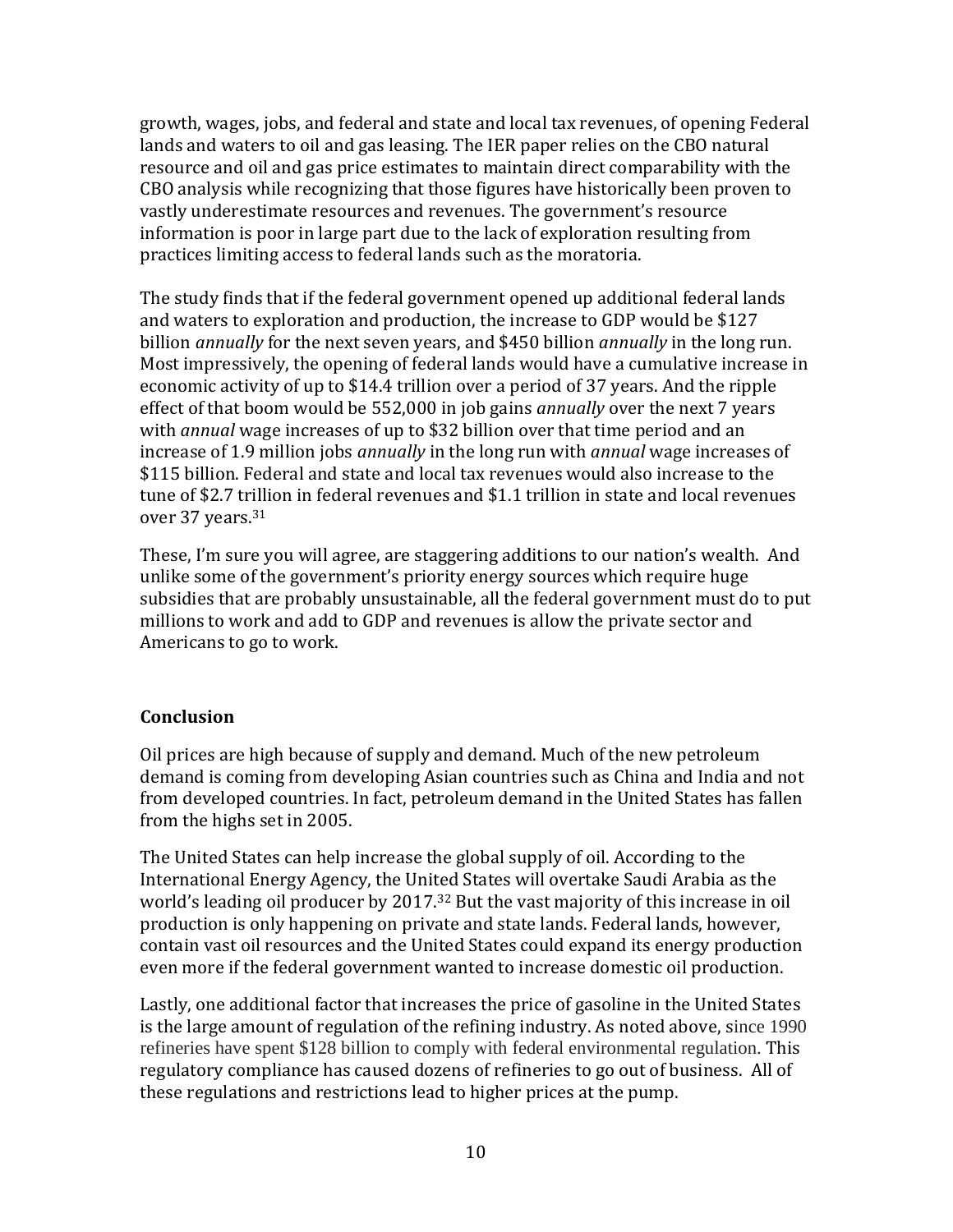growth, wages, jobs, and federal and state and local tax revenues, of opening Federal lands and waters to oil and gas leasing. The IER paper relies on the CBO natural resource and oil and gas price estimates to maintain direct comparability with the CBO analysis while recognizing that those figures have historically been proven to vastly underestimate resources and revenues. The government's resource information is poor in large part due to the lack of exploration resulting from practices limiting access to federal lands such as the moratoria.

The study finds that if the federal government opened up additional federal lands and waters to exploration and production, the increase to GDP would be $127 billion *annually* for the next seven years, and $450 billion *annually* in the long run. Most impressively, the opening of federal lands would have a cumulative increase in economic activity of up to $14.4 trillion over a period of 37 years. And the ripple effect of that boom would be 552,000 in job gains *annually* over the next 7 years with *annual* wage increases of up to $32 billion over that time period and an increase of 1.9 million jobs *annually* in the long run with *annual* wage increases of $115 billion. Federal and state and local tax revenues would also increase to the tune of $2.7 trillion in federal revenues and $1.1 trillion in state and local revenues over 37 years.[31]

These, I'm sure you will agree, are staggering additions to our nation's wealth. And unlike some of the government's priority energy sources which require huge subsidies that are probably unsustainable, all the federal government must do to put millions to work and add to GDP and revenues is allow the private sector and Americans to go to work.

## Conclusion

Oil prices are high because of supply and demand. Much of the new petroleum demand is coming from developing Asian countries such as China and India and not from developed countries. In fact, petroleum demand in the United States has fallen from the highs set in 2005.

The United States can help increase the global supply of oil. According to the International Energy Agency, the United States will overtake Saudi Arabia as the world's leading oil producer by 2017.[32] But the vast majority of this increase in oil production is only happening on private and state lands. Federal lands, however, contain vast oil resources and the United States could expand its energy production even more if the federal government wanted to increase domestic oil production.

Lastly, one additional factor that increases the price of gasoline in the United States is the large amount of regulation of the refining industry. As noted above, since 1990 refineries have spent $128 billion to comply with federal environmental regulation. This regulatory compliance has caused dozens of refineries to go out of business. All of these regulations and restrictions lead to higher prices at the pump.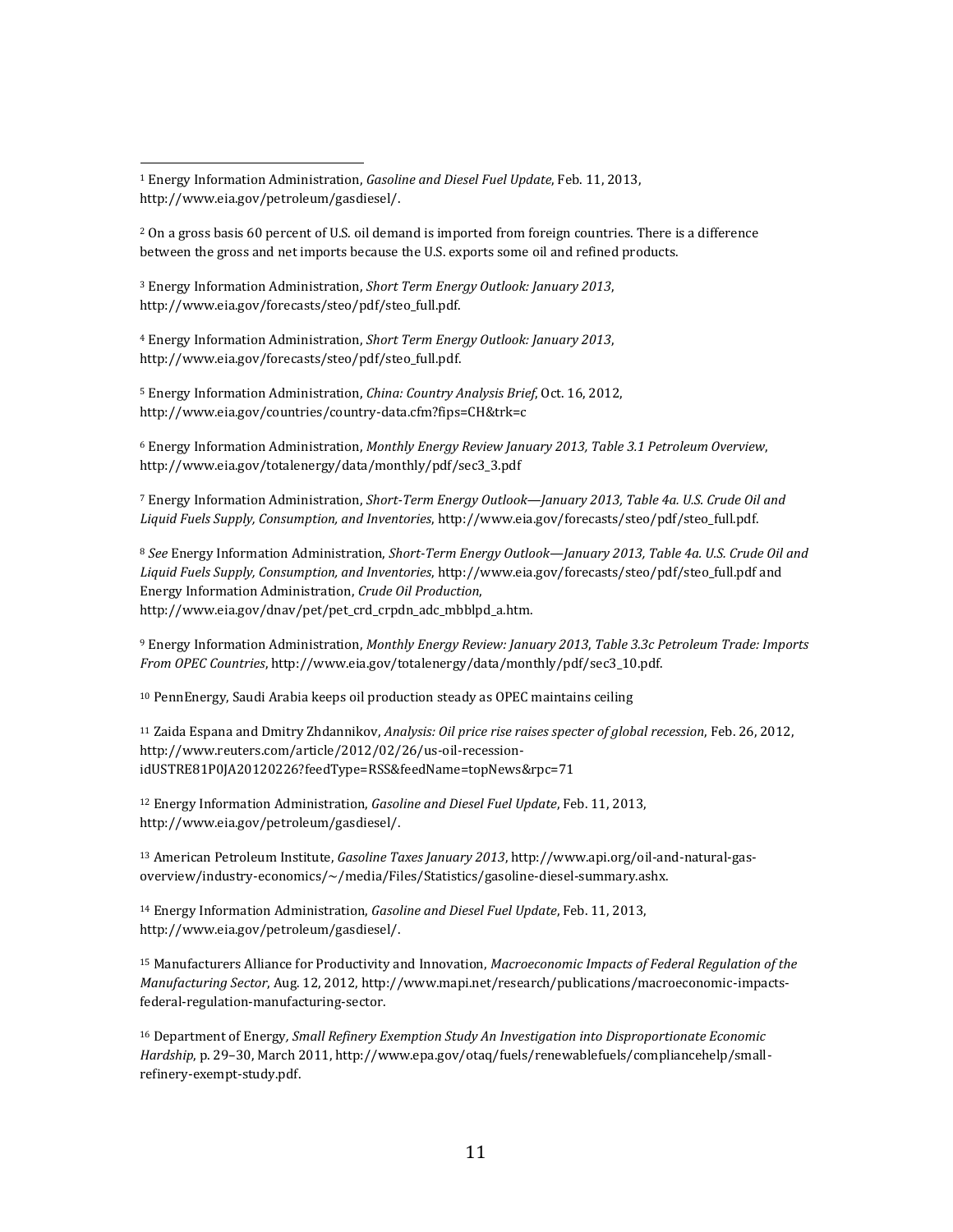---

[1] Energy Information Administration, *Gasoline and Diesel Fuel Update*, Feb. 11, 2013, http://www.eia.gov/petroleum/gasdiesel/.

[2] On a gross basis 60 percent of U.S. oil demand is imported from foreign countries. There is a difference between the gross and net imports because the U.S. exports some oil and refined products.

[3] Energy Information Administration, *Short Term Energy Outlook: January 2013*, http://www.eia.gov/forecasts/steo/pdf/steo_full.pdf.

[4] Energy Information Administration, *Short Term Energy Outlook: January 2013*, http://www.eia.gov/forecasts/steo/pdf/steo_full.pdf.

[5] Energy Information Administration, *China: Country Analysis Brief*, Oct. 16, 2012, http://www.eia.gov/countries/country-data.cfm?fips=CH&trk=c

[6] Energy Information Administration, *Monthly Energy Review January 2013, Table 3.1 Petroleum Overview*, http://www.eia.gov/totalenergy/data/monthly/pdf/sec3_3.pdf

[7] Energy Information Administration, *Short-Term Energy Outlook—January 2013, Table 4a. U.S. Crude Oil and Liquid Fuels Supply, Consumption, and Inventories*, http://www.eia.gov/forecasts/steo/pdf/steo_full.pdf.

[8] *See* Energy Information Administration, *Short-Term Energy Outlook—January 2013, Table 4a. U.S. Crude Oil and Liquid Fuels Supply, Consumption, and Inventories*, http://www.eia.gov/forecasts/steo/pdf/steo_full.pdf and Energy Information Administration, *Crude Oil Production*, http://www.eia.gov/dnav/pet/pet_crd_crpdn_adc_mbblpd_a.htm.

[9] Energy Information Administration, *Monthly Energy Review: January 2013*, *Table 3.3c Petroleum Trade: Imports From OPEC Countries*, http://www.eia.gov/totalenergy/data/monthly/pdf/sec3_10.pdf.

[10] PennEnergy, Saudi Arabia keeps oil production steady as OPEC maintains ceiling

[11] Zaida Espana and Dmitry Zhdannikov, *Analysis: Oil price rise raises specter of global recession*, Feb. 26, 2012, http://www.reuters.com/article/2012/02/26/us-oil-recession-idUSTRE81P0JA20120226?feedType=RSS&feedName=topNews&rpc=71

[12] Energy Information Administration, *Gasoline and Diesel Fuel Update*, Feb. 11, 2013, http://www.eia.gov/petroleum/gasdiesel/.

[13] American Petroleum Institute, *Gasoline Taxes January 2013*, http://www.api.org/oil-and-natural-gas-overview/industry-economics/~/media/Files/Statistics/gasoline-diesel-summary.ashx.

[14] Energy Information Administration, *Gasoline and Diesel Fuel Update*, Feb. 11, 2013, http://www.eia.gov/petroleum/gasdiesel/.

[15] Manufacturers Alliance for Productivity and Innovation, *Macroeconomic Impacts of Federal Regulation of the Manufacturing Sector*, Aug. 12, 2012, http://www.mapi.net/research/publications/macroeconomic-impacts-federal-regulation-manufacturing-sector.

[16] Department of Energy, *Small Refinery Exemption Study An Investigation into Disproportionate Economic Hardship*, p. 29–30, March 2011, http://www.epa.gov/otaq/fuels/renewablefuels/compliancehelp/small-refinery-exempt-study.pdf.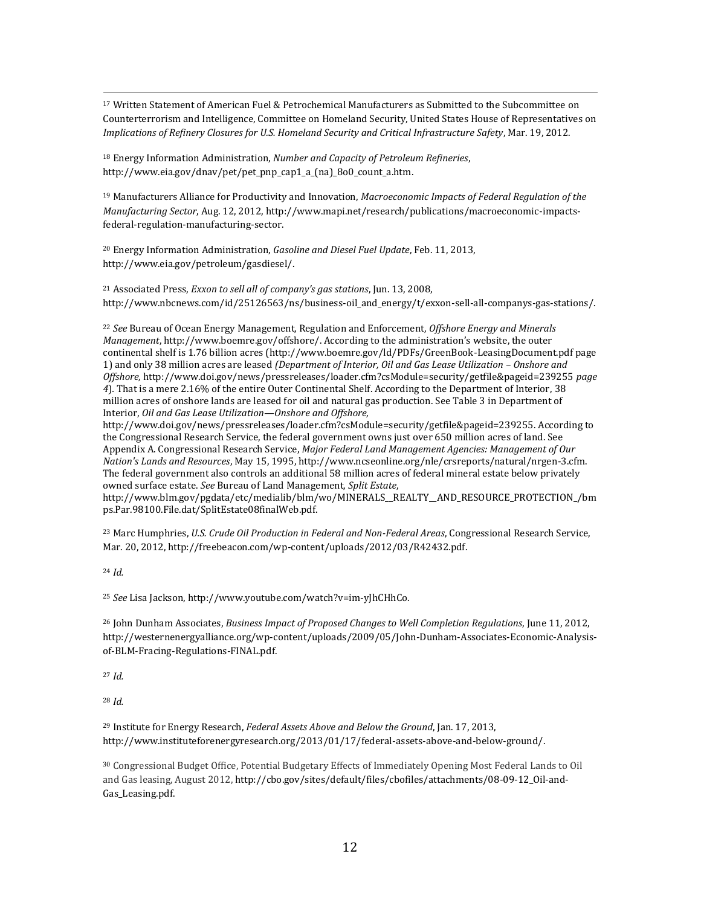[17] Written Statement of American Fuel & Petrochemical Manufacturers as Submitted to the Subcommittee on Counterterrorism and Intelligence, Committee on Homeland Security, United States House of Representatives on *Implications of Refinery Closures for U.S. Homeland Security and Critical Infrastructure Safety*, Mar. 19, 2012.

[18] Energy Information Administration, *Number and Capacity of Petroleum Refineries*, http://www.eia.gov/dnav/pet/pet_pnp_cap1_a_(na)_8o0_count_a.htm.

[19] Manufacturers Alliance for Productivity and Innovation, *Macroeconomic Impacts of Federal Regulation of the Manufacturing Sector*, Aug. 12, 2012, http://www.mapi.net/research/publications/macroeconomic-impacts-federal-regulation-manufacturing-sector.

[20] Energy Information Administration, *Gasoline and Diesel Fuel Update*, Feb. 11, 2013, http://www.eia.gov/petroleum/gasdiesel/.

[21] Associated Press, *Exxon to sell all of company's gas stations*, Jun. 13, 2008, http://www.nbcnews.com/id/25126563/ns/business-oil_and_energy/t/exxon-sell-all-companys-gas-stations/.

[22] *See* Bureau of Ocean Energy Management, Regulation and Enforcement, *Offshore Energy and Minerals Management*, http://www.boemre.gov/offshore/. According to the administration's website, the outer continental shelf is 1.76 billion acres (http://www.boemre.gov/ld/PDFs/GreenBook-LeasingDocument.pdf page 1) and only 38 million acres are leased *(Department of Interior, Oil and Gas Lease Utilization – Onshore and Offshore,* http://www.doi.gov/news/pressreleases/loader.cfm?csModule=security/getfile&pageid=239255 *page 4*). That is a mere 2.16% of the entire Outer Continental Shelf. According to the Department of Interior, 38 million acres of onshore lands are leased for oil and natural gas production. See Table 3 in Department of Interior, *Oil and Gas Lease Utilization—Onshore and Offshore,* http://www.doi.gov/news/pressreleases/loader.cfm?csModule=security/getfile&pageid=239255. According to the Congressional Research Service, the federal government owns just over 650 million acres of land. See Appendix A. Congressional Research Service, *Major Federal Land Management Agencies: Management of Our Nation's Lands and Resources*, May 15, 1995, http://www.ncseonline.org/nle/crsreports/natural/nrgen-3.cfm. The federal government also controls an additional 58 million acres of federal mineral estate below privately owned surface estate. *See* Bureau of Land Management, *Split Estate*, http://www.blm.gov/pgdata/etc/medialib/blm/wo/MINERALS__REALTY__AND_RESOURCE_PROTECTION_/bmps.Par.98100.File.dat/SplitEstate08finalWeb.pdf.

[23] Marc Humphries, *U.S. Crude Oil Production in Federal and Non-Federal Areas*, Congressional Research Service, Mar. 20, 2012, http://freebeacon.com/wp-content/uploads/2012/03/R42432.pdf.

[24] *Id.*

[25] *See* Lisa Jackson, http://www.youtube.com/watch?v=im-yJhCHhCo.

[26] John Dunham Associates, *Business Impact of Proposed Changes to Well Completion Regulations*, June 11, 2012, http://westernenergyalliance.org/wp-content/uploads/2009/05/John-Dunham-Associates-Economic-Analysis-of-BLM-Fracing-Regulations-FINAL.pdf.

[27] *Id.*

[28] *Id.*

[29] Institute for Energy Research, *Federal Assets Above and Below the Ground*, Jan. 17, 2013, http://www.instituteforenergyresearch.org/2013/01/17/federal-assets-above-and-below-ground/.

[30] Congressional Budget Office, Potential Budgetary Effects of Immediately Opening Most Federal Lands to Oil and Gas leasing, August 2012, http://cbo.gov/sites/default/files/cbofiles/attachments/08-09-12_Oil-and-Gas_Leasing.pdf.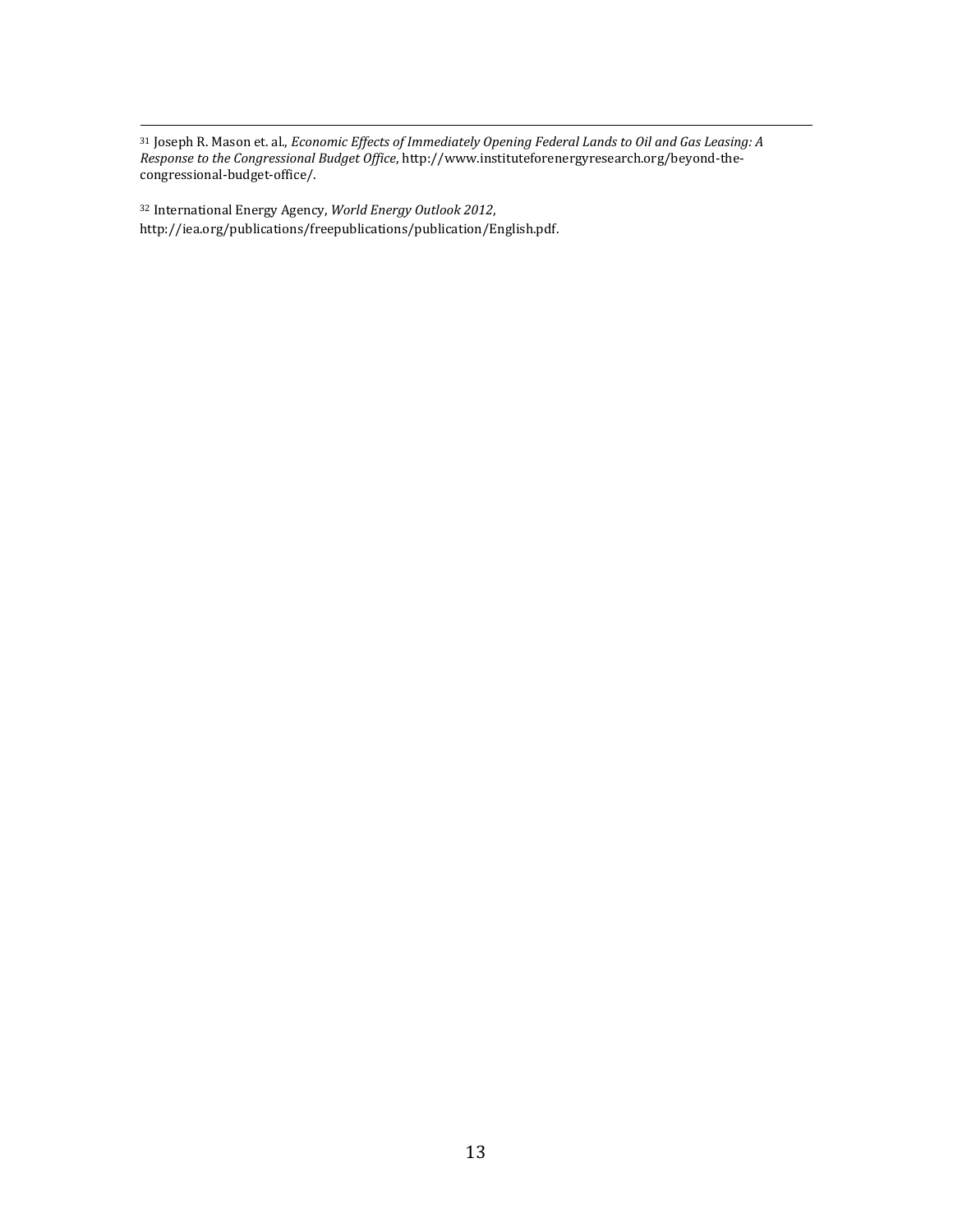[31] Joseph R. Mason et. al., *Economic Effects of Immediately Opening Federal Lands to Oil and Gas Leasing: A Response to the Congressional Budget Office*, http://www.instituteforenergyresearch.org/beyond-the-congressional-budget-office/.

[32] International Energy Agency, *World Energy Outlook 2012*, http://iea.org/publications/freepublications/publication/English.pdf.